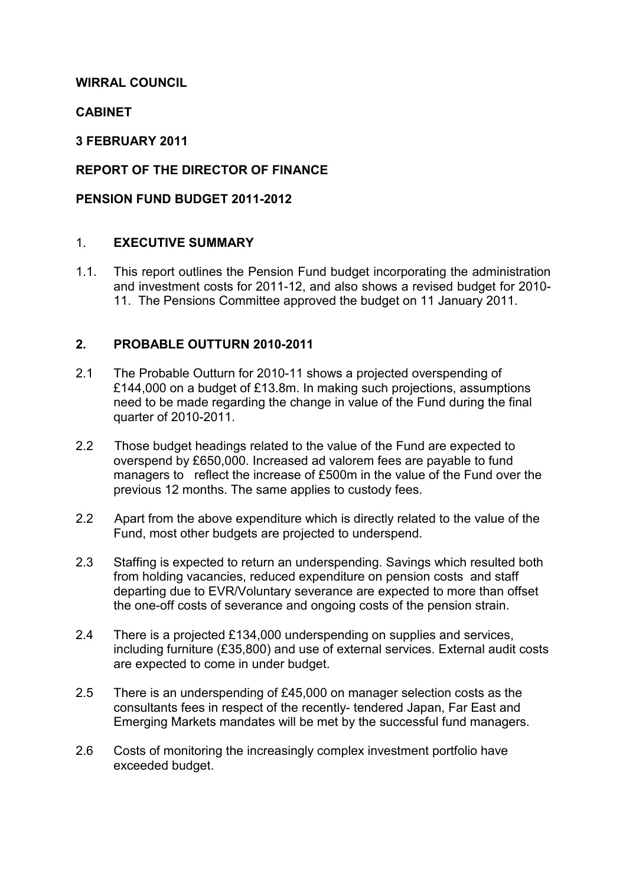**WIRRAL COUNCIL**

**CABINET**

**3 FEBRUARY 2011**

**REPORT OF THE DIRECTOR OF FINANCE**

**PENSION FUND BUDGET 2011-2012**

## 1. EXECUTIVE SUMMARY

1.1. This report outlines the Pension Fund budget incorporating the administration and investment costs for 2011-12, and also shows a revised budget for 2010-11. The Pensions Committee approved the budget on 11 January 2011.

## 2. PROBABLE OUTTURN 2010-2011

2.1 The Probable Outturn for 2010-11 shows a projected overspending of £144,000 on a budget of £13.8m. In making such projections, assumptions need to be made regarding the change in value of the Fund during the final quarter of 2010-2011.

2.2 Those budget headings related to the value of the Fund are expected to overspend by £650,000. Increased ad valorem fees are payable to fund managers to reflect the increase of £500m in the value of the Fund over the previous 12 months. The same applies to custody fees.

2.2 Apart from the above expenditure which is directly related to the value of the Fund, most other budgets are projected to underspend.

2.3 Staffing is expected to return an underspending. Savings which resulted both from holding vacancies, reduced expenditure on pension costs and staff departing due to EVR/Voluntary severance are expected to more than offset the one-off costs of severance and ongoing costs of the pension strain.

2.4 There is a projected £134,000 underspending on supplies and services, including furniture (£35,800) and use of external services. External audit costs are expected to come in under budget.

2.5 There is an underspending of £45,000 on manager selection costs as the consultants fees in respect of the recently- tendered Japan, Far East and Emerging Markets mandates will be met by the successful fund managers.

2.6 Costs of monitoring the increasingly complex investment portfolio have exceeded budget.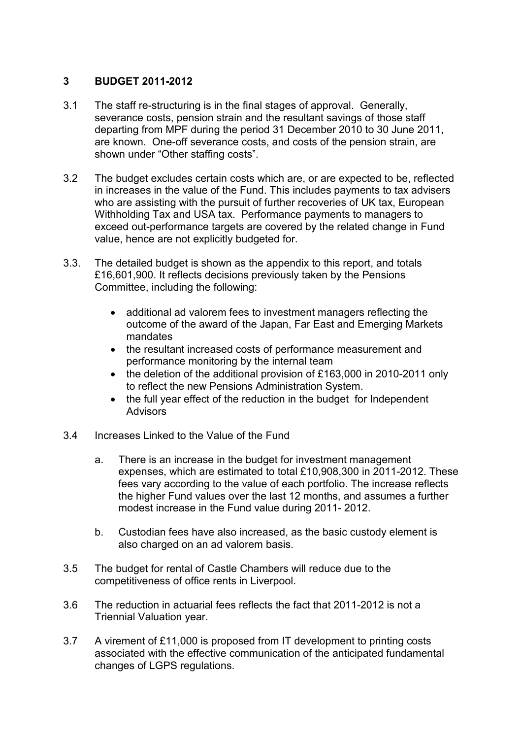## 3 BUDGET 2011-2012

3.1 The staff re-structuring is in the final stages of approval. Generally, severance costs, pension strain and the resultant savings of those staff departing from MPF during the period 31 December 2010 to 30 June 2011, are known. One-off severance costs, and costs of the pension strain, are shown under "Other staffing costs".

3.2 The budget excludes certain costs which are, or are expected to be, reflected in increases in the value of the Fund. This includes payments to tax advisers who are assisting with the pursuit of further recoveries of UK tax, European Withholding Tax and USA tax. Performance payments to managers to exceed out-performance targets are covered by the related change in Fund value, hence are not explicitly budgeted for.

3.3. The detailed budget is shown as the appendix to this report, and totals £16,601,900. It reflects decisions previously taken by the Pensions Committee, including the following:

- additional ad valorem fees to investment managers reflecting the outcome of the award of the Japan, Far East and Emerging Markets mandates
- the resultant increased costs of performance measurement and performance monitoring by the internal team
- the deletion of the additional provision of £163,000 in 2010-2011 only to reflect the new Pensions Administration System.
- the full year effect of the reduction in the budget for Independent Advisors

3.4 Increases Linked to the Value of the Fund

a. There is an increase in the budget for investment management expenses, which are estimated to total £10,908,300 in 2011-2012. These fees vary according to the value of each portfolio. The increase reflects the higher Fund values over the last 12 months, and assumes a further modest increase in the Fund value during 2011- 2012.

b. Custodian fees have also increased, as the basic custody element is also charged on an ad valorem basis.

3.5 The budget for rental of Castle Chambers will reduce due to the competitiveness of office rents in Liverpool.

3.6 The reduction in actuarial fees reflects the fact that 2011-2012 is not a Triennial Valuation year.

3.7 A virement of £11,000 is proposed from IT development to printing costs associated with the effective communication of the anticipated fundamental changes of LGPS regulations.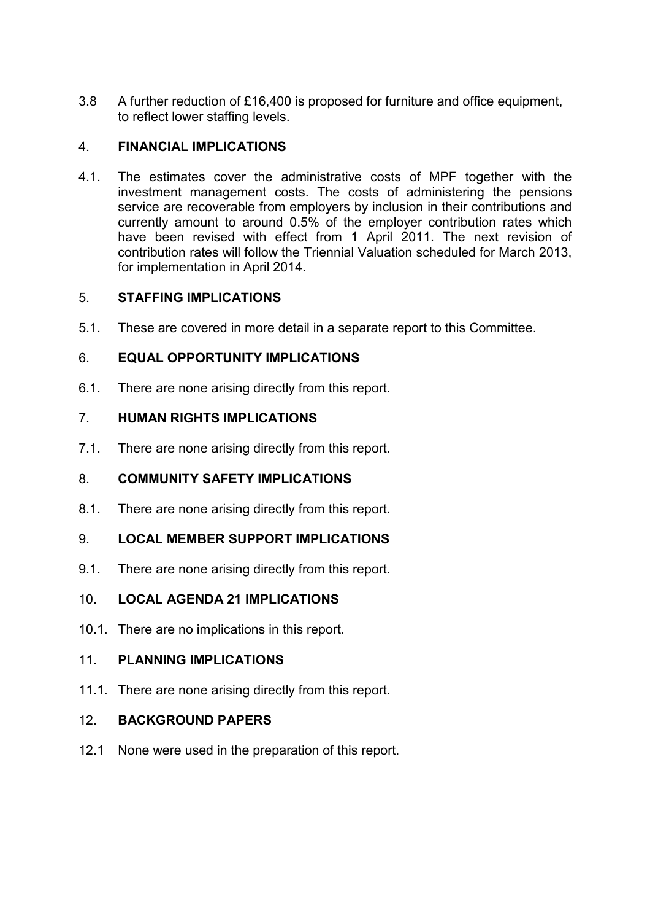3.8 A further reduction of £16,400 is proposed for furniture and office equipment, to reflect lower staffing levels.

## 4. FINANCIAL IMPLICATIONS

4.1. The estimates cover the administrative costs of MPF together with the investment management costs. The costs of administering the pensions service are recoverable from employers by inclusion in their contributions and currently amount to around 0.5% of the employer contribution rates which have been revised with effect from 1 April 2011. The next revision of contribution rates will follow the Triennial Valuation scheduled for March 2013, for implementation in April 2014.

## 5. STAFFING IMPLICATIONS

5.1. These are covered in more detail in a separate report to this Committee.

## 6. EQUAL OPPORTUNITY IMPLICATIONS

6.1. There are none arising directly from this report.

## 7. HUMAN RIGHTS IMPLICATIONS

7.1. There are none arising directly from this report.

## 8. COMMUNITY SAFETY IMPLICATIONS

8.1. There are none arising directly from this report.

## 9. LOCAL MEMBER SUPPORT IMPLICATIONS

9.1. There are none arising directly from this report.

## 10. LOCAL AGENDA 21 IMPLICATIONS

10.1. There are no implications in this report.

## 11. PLANNING IMPLICATIONS

11.1. There are none arising directly from this report.

## 12. BACKGROUND PAPERS

12.1 None were used in the preparation of this report.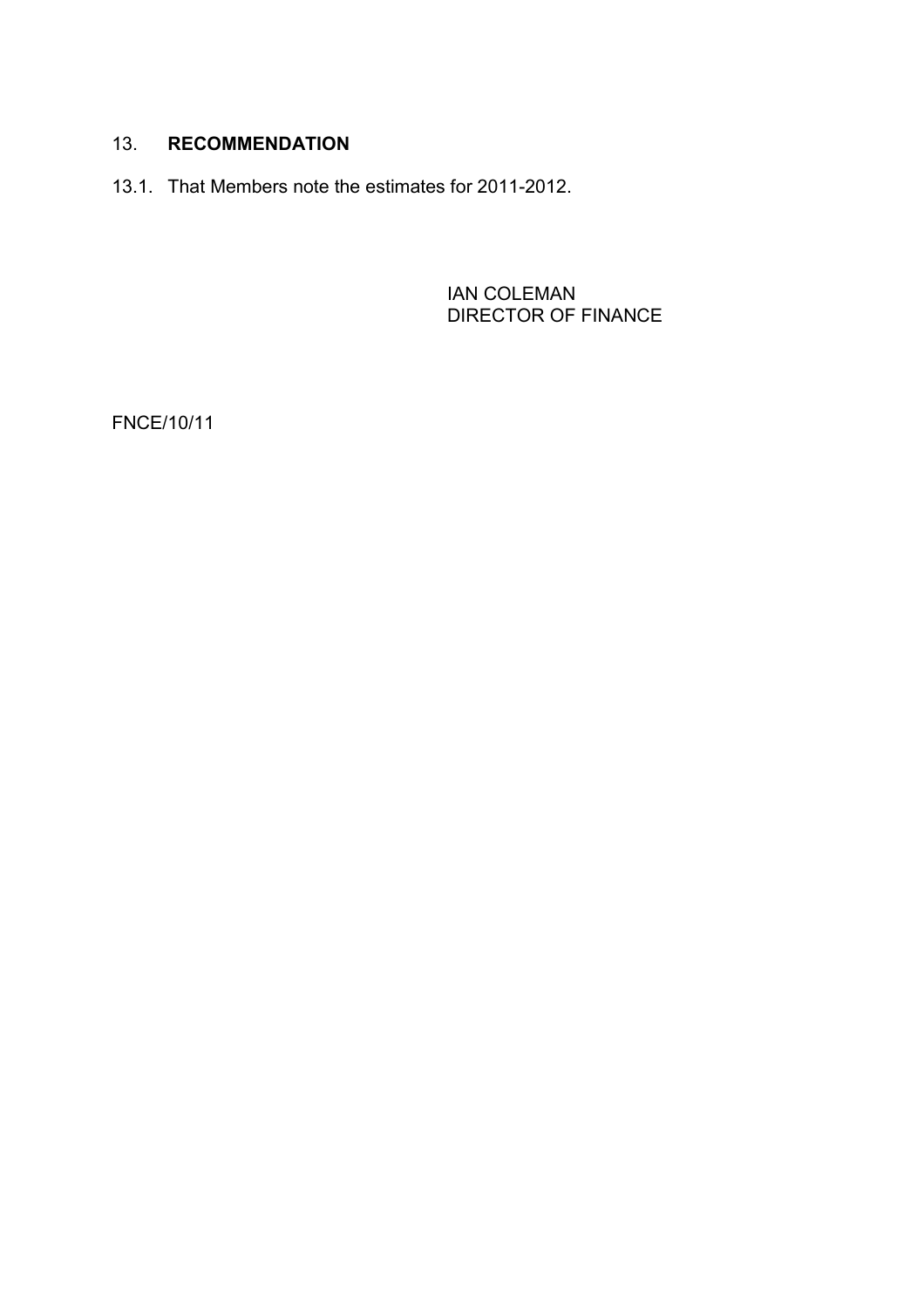## 13. **RECOMMENDATION**

13.1. That Members note the estimates for 2011-2012.

IAN COLEMAN
DIRECTOR OF FINANCE

FNCE/10/11